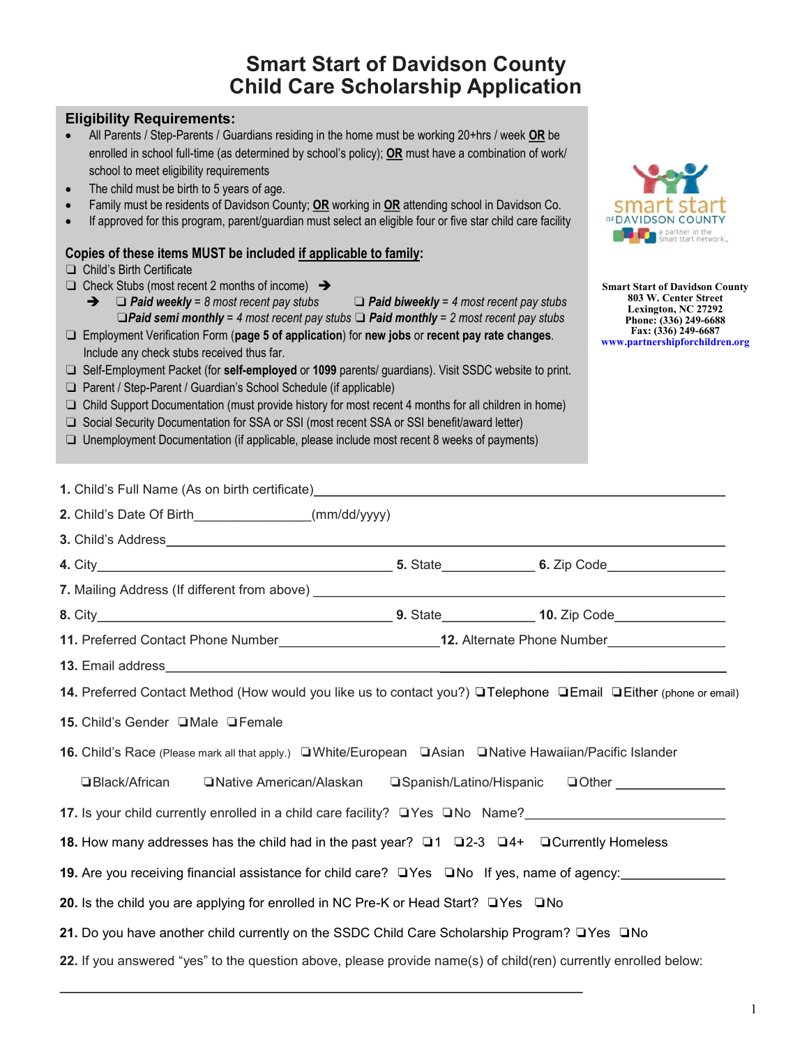# Smart Start of Davidson County
# Child Care Scholarship Application

## Eligibility Requirements:

- All Parents / Step-Parents / Guardians residing in the home must be working 20+hrs / week **OR** be enrolled in school full-time (as determined by school's policy); **OR** must have a combination of work/ school to meet eligibility requirements
- The child must be birth to 5 years of age.
- Family must be residents of Davidson County; **OR** working in **OR** attending school in Davidson Co.
- If approved for this program, parent/guardian must select an eligible four or five star child care facility

**Copies of these items MUST be included if applicable to family:**

❑ Child's Birth Certificate
❑ Check Stubs (most recent 2 months of income) ➔
➔ ❑ ***Paid weekly*** = *8 most recent pay stubs* ❑ ***Paid biweekly*** = *4 most recent pay stubs*
❑***Paid semi monthly*** = *4 most recent pay stubs* ❑ ***Paid monthly*** = *2 most recent pay stubs*
❑ Employment Verification Form (**page 5 of application**) for **new jobs** or **recent pay rate changes**. Include any check stubs received thus far.
❑ Self-Employment Packet (for **self-employed** or **1099** parents/ guardians). Visit SSDC website to print.
❑ Parent / Step-Parent / Guardian's School Schedule (if applicable)
❑ Child Support Documentation (must provide history for most recent 4 months for all children in home)
❑ Social Security Documentation for SSA or SSI (most recent SSA or SSI benefit/award letter)
❑ Unemployment Documentation (if applicable, please include most recent 8 weeks of payments)

smart start of DAVIDSON COUNTY
a partner in the Smart Start network.

**Smart Start of Davidson County**
**803 W. Center Street**
**Lexington, NC 27292**
**Phone: (336) 249-6688**
**Fax: (336) 249-6687**
**www.partnershipforchildren.org**

**1.** Child's Full Name (As on birth certificate)\_\_\_\_\_\_\_\_\_\_\_\_\_\_\_\_\_\_\_\_\_\_\_\_\_\_\_\_\_\_

**2.** Child's Date Of Birth\_\_\_\_\_\_\_\_\_\_\_\_\_\_\_\_(mm/dd/yyyy)

**3.** Child's Address\_\_\_\_\_\_\_\_\_\_\_\_\_\_\_\_\_\_\_\_\_\_\_\_\_\_\_\_\_\_\_\_\_\_\_\_\_\_\_\_

**4.** City\_\_\_\_\_\_\_\_\_\_\_\_\_\_\_\_\_\_\_\_\_\_\_\_ **5.** State\_\_\_\_\_\_\_\_\_\_ **6.** Zip Code\_\_\_\_\_\_\_\_\_\_\_\_

**7.** Mailing Address (If different from above) \_\_\_\_\_\_\_\_\_\_\_\_\_\_\_\_\_\_\_\_\_\_\_\_\_\_\_\_\_\_

**8.** City\_\_\_\_\_\_\_\_\_\_\_\_\_\_\_\_\_\_\_\_\_\_\_\_ **9.** State\_\_\_\_\_\_\_\_\_\_ **10.** Zip Code\_\_\_\_\_\_\_\_\_\_\_\_

**11.** Preferred Contact Phone Number\_\_\_\_\_\_\_\_\_\_\_\_\_\_\_\_\_\_\_\_ **12.** Alternate Phone Number\_\_\_\_\_\_\_\_\_\_\_\_\_\_\_\_

**13.** Email address\_\_\_\_\_\_\_\_\_\_\_\_\_\_\_\_\_\_\_\_\_\_\_\_\_\_\_\_\_\_\_\_\_\_\_\_\_\_\_\_

**14.** Preferred Contact Method (How would you like us to contact you?) ❑Telephone ❑Email ❑Either (phone or email)

**15.** Child's Gender ❑Male ❑Female

**16.** Child's Race (Please mark all that apply.) ❑White/European ❑Asian ❑Native Hawaiian/Pacific Islander
❑Black/African ❑Native American/Alaskan ❑Spanish/Latino/Hispanic ❑Other \_\_\_\_\_\_\_\_\_\_\_\_\_\_

**17.** Is your child currently enrolled in a child care facility? ❑Yes ❑No Name?\_\_\_\_\_\_\_\_\_\_\_\_\_\_\_\_\_\_\_\_\_\_\_\_

**18.** How many addresses has the child had in the past year? ❑1 ❑2-3 ❑4+ ❑Currently Homeless

**19.** Are you receiving financial assistance for child care? ❑Yes ❑No If yes, name of agency:\_\_\_\_\_\_\_\_\_\_\_\_\_\_

**20.** Is the child you are applying for enrolled in NC Pre-K or Head Start? ❑Yes ❑No

**21.** Do you have another child currently on the SSDC Child Care Scholarship Program? ❑Yes ❑No

**22.** If you answered "yes" to the question above, please provide name(s) of child(ren) currently enrolled below:

\_\_\_\_\_\_\_\_\_\_\_\_\_\_\_\_\_\_\_\_\_\_\_\_\_\_\_\_\_\_\_\_\_\_\_\_\_\_\_\_\_\_\_\_\_\_\_\_\_\_\_\_\_\_\_\_\_\_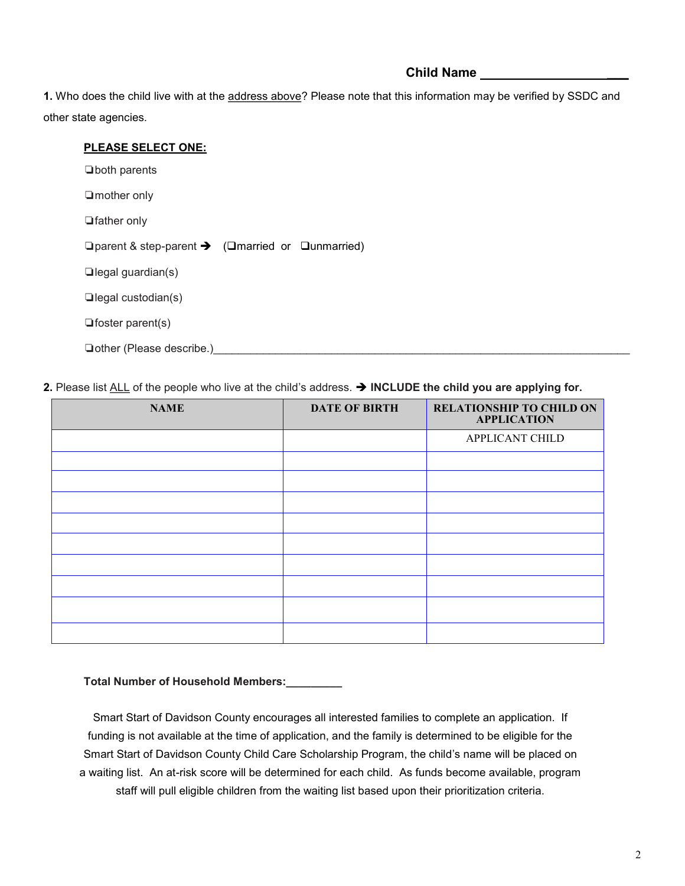**Child Name ___________________**

**1.** Who does the child live with at the address above? Please note that this information may be verified by SSDC and other state agencies.

**PLEASE SELECT ONE:**

❏both parents

❏mother only

❏father only

❏parent & step-parent ➔ (❏married or ❏unmarried)

❏legal guardian(s)

❏legal custodian(s)

❏foster parent(s)

❏other (Please describe.)_______________________________________________________________________

**2.** Please list ALL of the people who live at the child's address. ➔ **INCLUDE the child you are applying for.**

| NAME | DATE OF BIRTH | RELATIONSHIP TO CHILD ON APPLICATION |
|---|---|---|
| | | APPLICANT CHILD |
| | | |
| | | |
| | | |
| | | |
| | | |
| | | |
| | | |
| | | |
| | | |

**Total Number of Household Members:_________**

Smart Start of Davidson County encourages all interested families to complete an application. If funding is not available at the time of application, and the family is determined to be eligible for the Smart Start of Davidson County Child Care Scholarship Program, the child's name will be placed on a waiting list. An at-risk score will be determined for each child. As funds become available, program staff will pull eligible children from the waiting list based upon their prioritization criteria.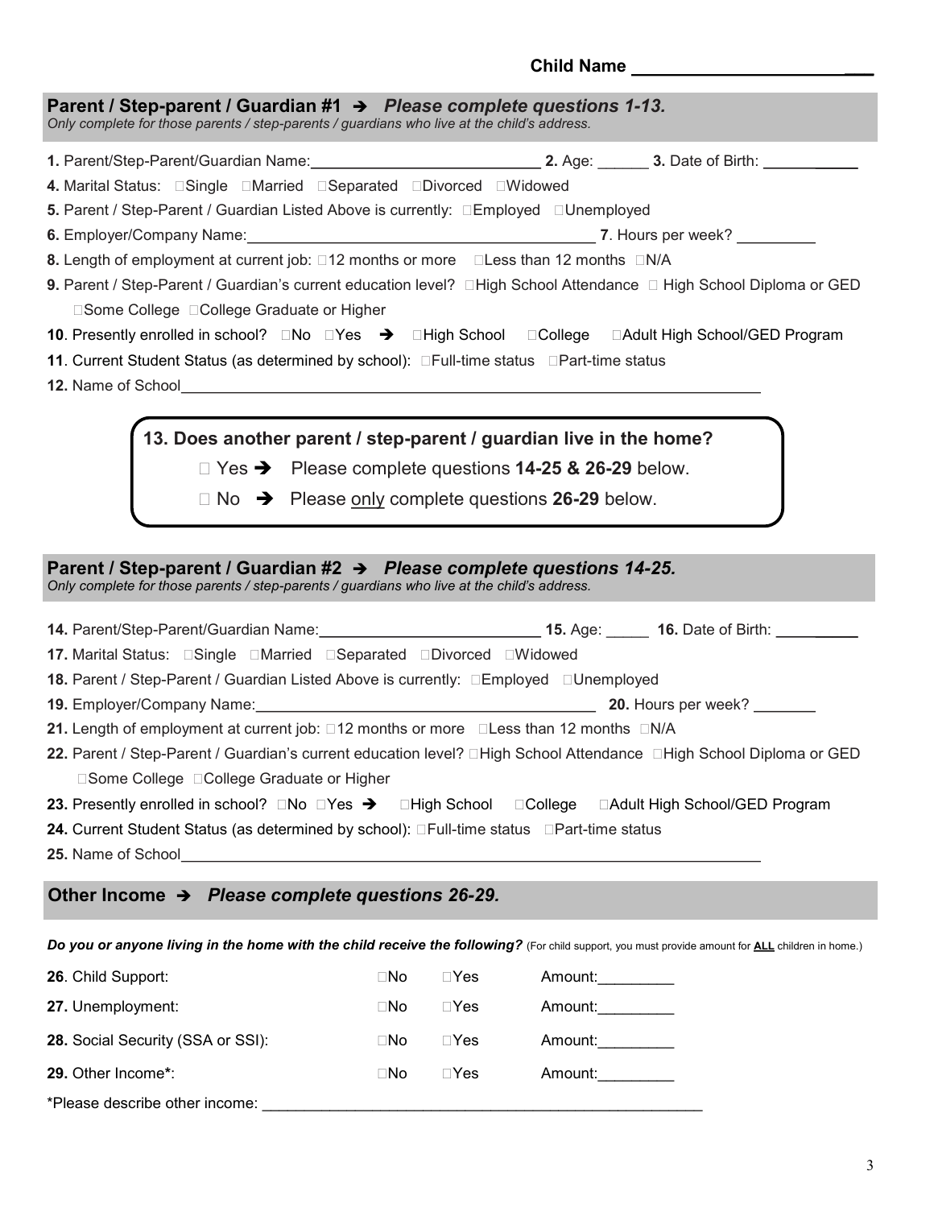**Child Name** ________________________

## Parent / Step-parent / Guardian #1 ➔ *Please complete questions 1-13.*

*Only complete for those parents / step-parents / guardians who live at the child's address.*

**1.** Parent/Step-Parent/Guardian Name:____________________________ **2.** Age: ______ **3.** Date of Birth: ____________

**4.** Marital Status: □Single □Married □Separated □Divorced □Widowed

**5.** Parent / Step-Parent / Guardian Listed Above is currently: □Employed □Unemployed

**6.** Employer/Company Name:__________________________________________ **7**. Hours per week? _________

**8.** Length of employment at current job: □12 months or more □Less than 12 months □N/A

**9.** Parent / Step-Parent / Guardian's current education level? □High School Attendance □ High School Diploma or GED □Some College □College Graduate or Higher

**10**. Presently enrolled in school? □No □Yes ➔ □High School □College □Adult High School/GED Program

**11**. Current Student Status (as determined by school): □Full-time status □Part-time status

**12.** Name of School__________________________________________________________________________

**13. Does another parent / step-parent / guardian live in the home?**

□ Yes ➔ Please complete questions **14-25 & 26-29** below.

□ No ➔ Please only complete questions **26-29** below.

## Parent / Step-parent / Guardian #2 ➔ *Please complete questions 14-25.*

*Only complete for those parents / step-parents / guardians who live at the child's address.*

**14.** Parent/Step-Parent/Guardian Name:___________________________ **15.** Age: _____ **16.** Date of Birth: ___________

**17.** Marital Status: □Single □Married □Separated □Divorced □Widowed

**18.** Parent / Step-Parent / Guardian Listed Above is currently: □Employed □Unemployed

**19.** Employer/Company Name:__________________________________________ **20.** Hours per week? ________

**21.** Length of employment at current job: □12 months or more □Less than 12 months □N/A

**22.** Parent / Step-Parent / Guardian's current education level? □High School Attendance □High School Diploma or GED □Some College □College Graduate or Higher

**23.** Presently enrolled in school? □No □Yes ➔ □High School □College □Adult High School/GED Program

**24.** Current Student Status (as determined by school): □Full-time status □Part-time status

**25.** Name of School__________________________________________________________________________

## Other Income ➔ *Please complete questions 26-29.*

***Do you or anyone living in the home with the child receive the following?*** (For child support, you must provide amount for **ALL** children in home.)

**26**. Child Support: □No □Yes Amount:_________

**27.** Unemployment: □No □Yes Amount:_________

**28.** Social Security (SSA or SSI): □No □Yes Amount:_________

**29.** Other Income*: □No □Yes Amount:_________

*Please describe other income: ________________________________________________________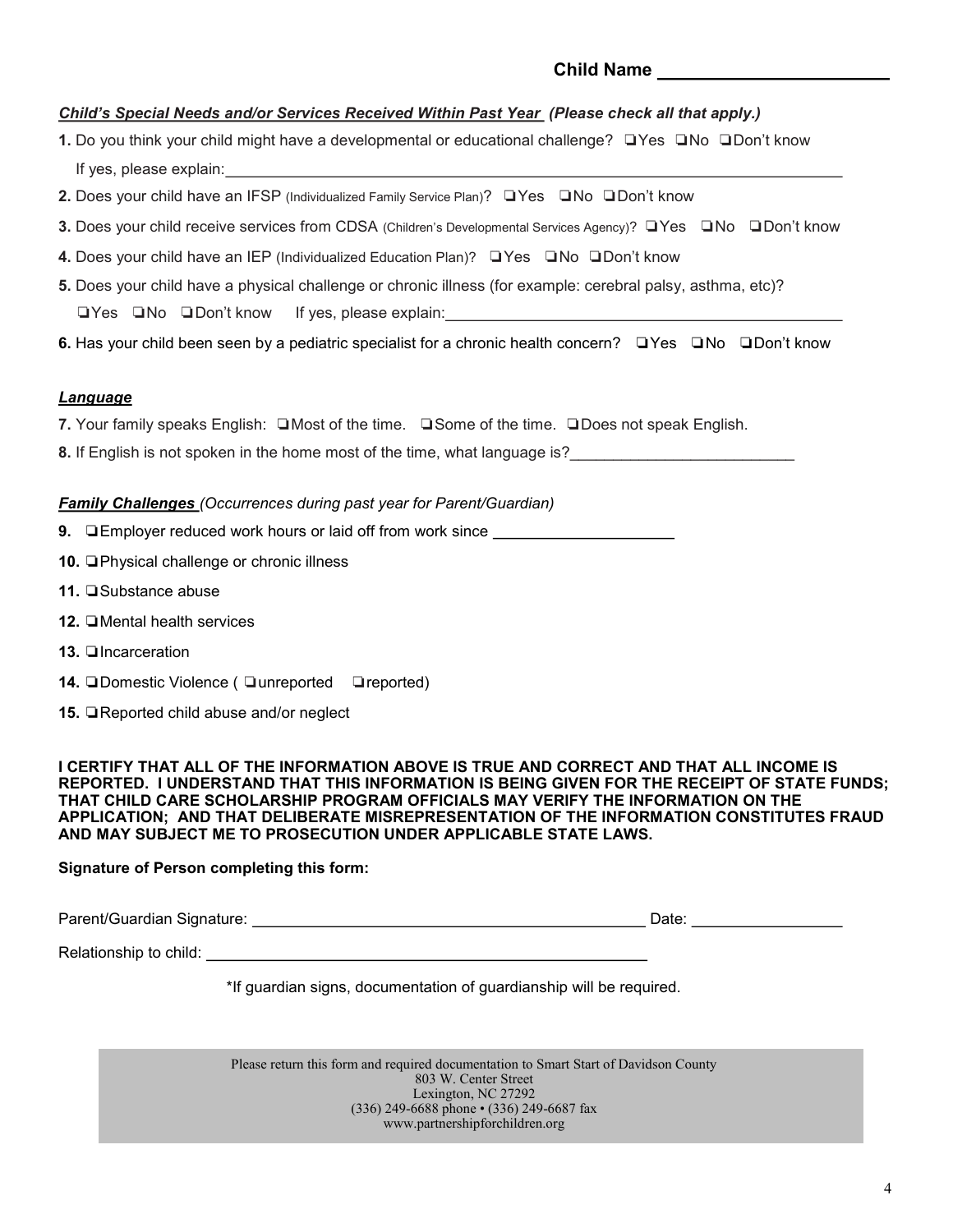**Child Name ________________________**

***Child's Special Needs and/or Services Received Within Past Year*** ***(Please check all that apply.)***

**1.** Do you think your child might have a developmental or educational challenge? ❑Yes ❑No ❑Don't know
If yes, please explain:______________________________________________________________

**2.** Does your child have an IFSP (Individualized Family Service Plan)? ❑Yes ❑No ❑Don't know

**3.** Does your child receive services from CDSA (Children's Developmental Services Agency)? ❑Yes ❑No ❑Don't know

**4.** Does your child have an IEP (Individualized Education Plan)? ❑Yes ❑No ❑Don't know

**5.** Does your child have a physical challenge or chronic illness (for example: cerebral palsy, asthma, etc)?
❑Yes ❑No ❑Don't know If yes, please explain:________________________________________

**6.** Has your child been seen by a pediatric specialist for a chronic health concern? ❑Yes ❑No ❑Don't know

***Language***

**7.** Your family speaks English: ❑Most of the time. ❑Some of the time. ❑Does not speak English.

**8.** If English is not spoken in the home most of the time, what language is?__________________________

***Family Challenges*** *(Occurrences during past year for Parent/Guardian)*

**9.** ❑Employer reduced work hours or laid off from work since _____________________

**10.** ❑Physical challenge or chronic illness

**11.** ❑Substance abuse

**12.** ❑Mental health services

**13.** ❑Incarceration

**14.** ❑Domestic Violence ( ❑unreported ❑reported)

**15.** ❑Reported child abuse and/or neglect

**I CERTIFY THAT ALL OF THE INFORMATION ABOVE IS TRUE AND CORRECT AND THAT ALL INCOME IS REPORTED. I UNDERSTAND THAT THIS INFORMATION IS BEING GIVEN FOR THE RECEIPT OF STATE FUNDS; THAT CHILD CARE SCHOLARSHIP PROGRAM OFFICIALS MAY VERIFY THE INFORMATION ON THE APPLICATION; AND THAT DELIBERATE MISREPRESENTATION OF THE INFORMATION CONSTITUTES FRAUD AND MAY SUBJECT ME TO PROSECUTION UNDER APPLICABLE STATE LAWS.**

**Signature of Person completing this form:**

Parent/Guardian Signature: _______________________________________________ Date: _________________

Relationship to child: ______________________________________________________

*If guardian signs, documentation of guardianship will be required.

Please return this form and required documentation to Smart Start of Davidson County
803 W. Center Street
Lexington, NC 27292
(336) 249-6688 phone • (336) 249-6687 fax
www.partnershipforchildren.org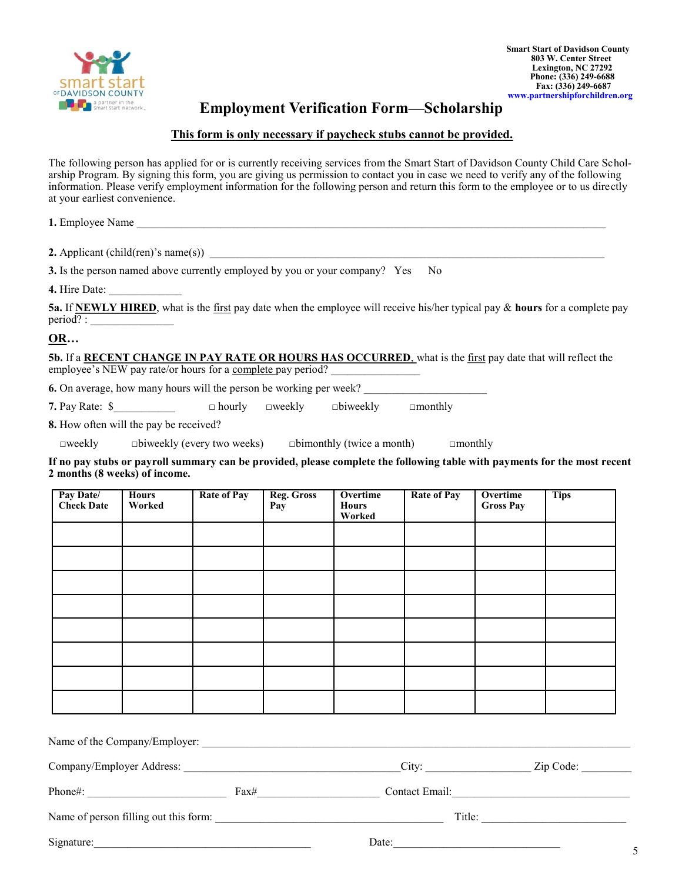Smart Start of Davidson County
803 W. Center Street
Lexington, NC 27292
Phone: (336) 249-6688
Fax: (336) 249-6687
www.partnershipforchildren.org

# Employment Verification Form—Scholarship

**This form is only necessary if paycheck stubs cannot be provided.**

The following person has applied for or is currently receiving services from the Smart Start of Davidson County Child Care Scholarship Program. By signing this form, you are giving us permission to contact you in case we need to verify any of the following information. Please verify employment information for the following person and return this form to the employee or to us directly at your earliest convenience.

**1.** Employee Name ____________________________________________________________________________

**2.** Applicant (child(ren)'s name(s)) ________________________________________________________________

**3.** Is the person named above currently employed by you or your company? Yes No

**4.** Hire Date: _____________

**5a.** If **NEWLY HIRED**, what is the first pay date when the employee will receive his/her typical pay & **hours** for a complete pay period? : _______________

**OR…**

**5b.** If a **RECENT CHANGE IN PAY RATE OR HOURS HAS OCCURRED**, what is the first pay date that will reflect the employee's NEW pay rate/or hours for a complete pay period? _______________

**6.** On average, how many hours will the person be working per week? _____________________

**7.** Pay Rate: $___________ □ hourly □weekly □biweekly □monthly

**8.** How often will the pay be received?

□weekly □biweekly (every two weeks) □bimonthly (twice a month) □monthly

**If no pay stubs or payroll summary can be provided, please complete the following table with payments for the most recent 2 months (8 weeks) of income.**

| Pay Date/ Check Date | Hours Worked | Rate of Pay | Reg. Gross Pay | Overtime Hours Worked | Rate of Pay | Overtime Gross Pay | Tips |
|---|---|---|---|---|---|---|---|
| | | | | | | | |
| | | | | | | | |
| | | | | | | | |
| | | | | | | | |
| | | | | | | | |
| | | | | | | | |
| | | | | | | | |
| | | | | | | | |

Name of the Company/Employer: ____________________________________________________________

Company/Employer Address: _____________________________________City: __________________ Zip Code: _________

Phone#: ________________________ Fax#_____________________ Contact Email:_______________________________

Name of person filling out this form: ________________________________________ Title: _________________________

Signature:______________________________________ Date:______________________________